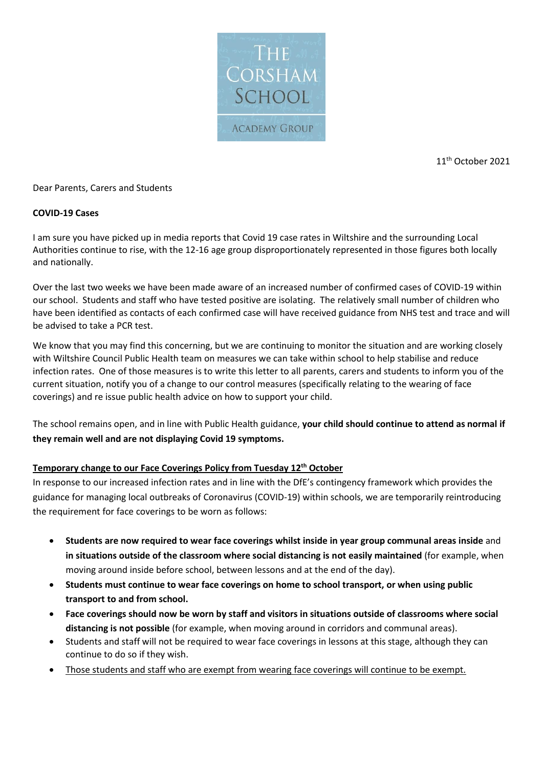THE CORSHAM SCHOOL

ACADEMY GROUP

11th October 2021

Dear Parents, Carers and Students

**COVID-19 Cases**

I am sure you have picked up in media reports that Covid 19 case rates in Wiltshire and the surrounding Local Authorities continue to rise, with the 12-16 age group disproportionately represented in those figures both locally and nationally.

Over the last two weeks we have been made aware of an increased number of confirmed cases of COVID-19 within our school. Students and staff who have tested positive are isolating. The relatively small number of children who have been identified as contacts of each confirmed case will have received guidance from NHS test and trace and will be advised to take a PCR test.

We know that you may find this concerning, but we are continuing to monitor the situation and are working closely with Wiltshire Council Public Health team on measures we can take within school to help stabilise and reduce infection rates. One of those measures is to write this letter to all parents, carers and students to inform you of the current situation, notify you of a change to our control measures (specifically relating to the wearing of face coverings) and re issue public health advice on how to support your child.

The school remains open, and in line with Public Health guidance, **your child should continue to attend as normal if they remain well and are not displaying Covid 19 symptoms.**

**Temporary change to our Face Coverings Policy from Tuesday 12th October**

In response to our increased infection rates and in line with the DfE's contingency framework which provides the guidance for managing local outbreaks of Coronavirus (COVID-19) within schools, we are temporarily reintroducing the requirement for face coverings to be worn as follows:

- **Students are now required to wear face coverings whilst inside in year group communal areas inside** and **in situations outside of the classroom where social distancing is not easily maintained** (for example, when moving around inside before school, between lessons and at the end of the day).
- **Students must continue to wear face coverings on home to school transport, or when using public transport to and from school.**
- **Face coverings should now be worn by staff and visitors in situations outside of classrooms where social distancing is not possible** (for example, when moving around in corridors and communal areas).
- Students and staff will not be required to wear face coverings in lessons at this stage, although they can continue to do so if they wish.
- Those students and staff who are exempt from wearing face coverings will continue to be exempt.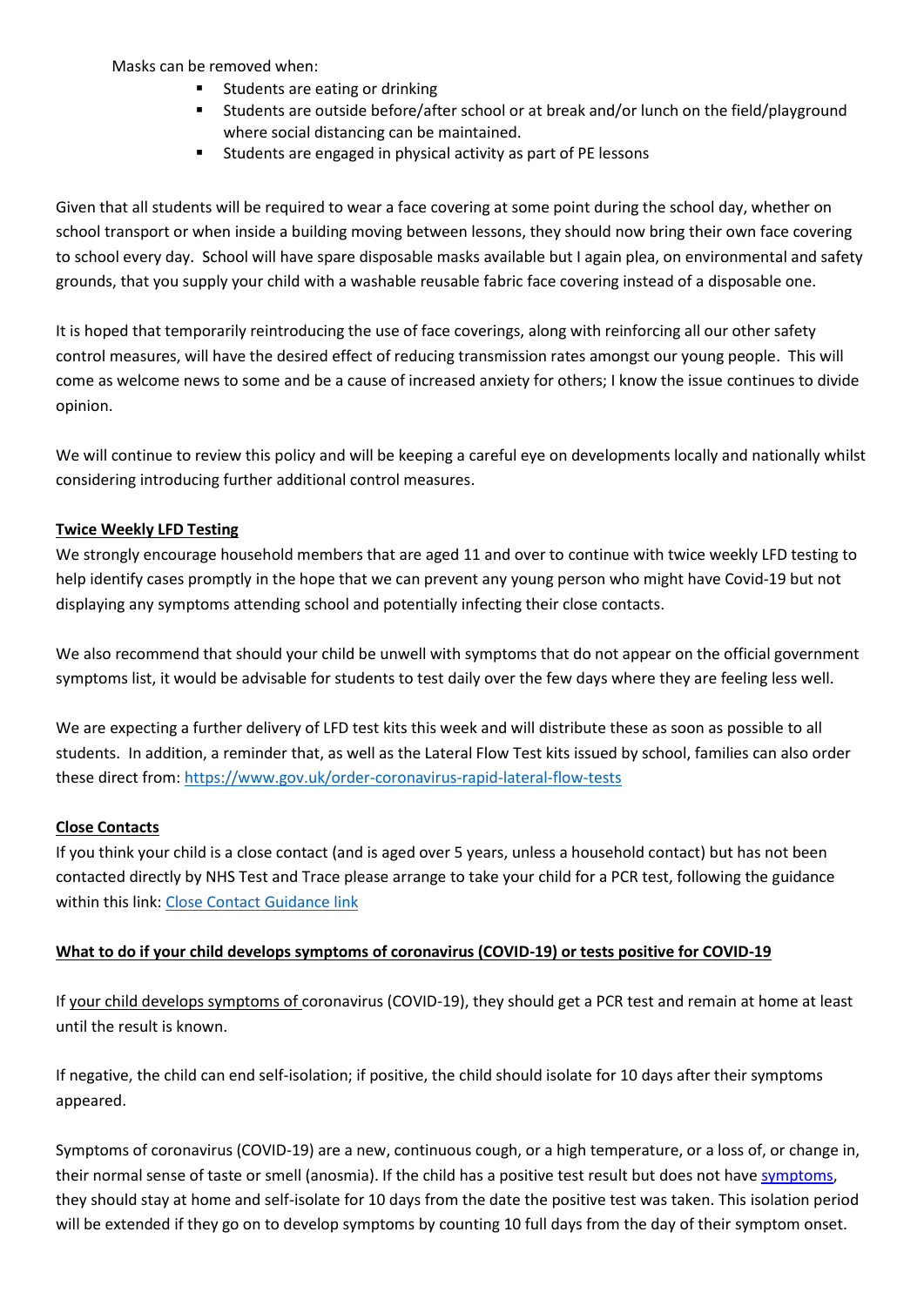Masks can be removed when:

- Students are eating or drinking
- Students are outside before/after school or at break and/or lunch on the field/playground where social distancing can be maintained.
- Students are engaged in physical activity as part of PE lessons

Given that all students will be required to wear a face covering at some point during the school day, whether on school transport or when inside a building moving between lessons, they should now bring their own face covering to school every day. School will have spare disposable masks available but I again plea, on environmental and safety grounds, that you supply your child with a washable reusable fabric face covering instead of a disposable one.

It is hoped that temporarily reintroducing the use of face coverings, along with reinforcing all our other safety control measures, will have the desired effect of reducing transmission rates amongst our young people. This will come as welcome news to some and be a cause of increased anxiety for others; I know the issue continues to divide opinion.

We will continue to review this policy and will be keeping a careful eye on developments locally and nationally whilst considering introducing further additional control measures.

**Twice Weekly LFD Testing**

We strongly encourage household members that are aged 11 and over to continue with twice weekly LFD testing to help identify cases promptly in the hope that we can prevent any young person who might have Covid-19 but not displaying any symptoms attending school and potentially infecting their close contacts.

We also recommend that should your child be unwell with symptoms that do not appear on the official government symptoms list, it would be advisable for students to test daily over the few days where they are feeling less well.

We are expecting a further delivery of LFD test kits this week and will distribute these as soon as possible to all students. In addition, a reminder that, as well as the Lateral Flow Test kits issued by school, families can also order these direct from: [https://www.gov.uk/order-coronavirus-rapid-lateral-flow-tests](https://www.gov.uk/order-coronavirus-rapid-lateral-flow-tests)

**Close Contacts**

If you think your child is a close contact (and is aged over 5 years, unless a household contact) but has not been contacted directly by NHS Test and Trace please arrange to take your child for a PCR test, following the guidance within this link: Close Contact Guidance link

**What to do if your child develops symptoms of coronavirus (COVID-19) or tests positive for COVID-19**

If your child develops symptoms of coronavirus (COVID-19), they should get a PCR test and remain at home at least until the result is known.

If negative, the child can end self-isolation; if positive, the child should isolate for 10 days after their symptoms appeared.

Symptoms of coronavirus (COVID-19) are a new, continuous cough, or a high temperature, or a loss of, or change in, their normal sense of taste or smell (anosmia). If the child has a positive test result but does not have symptoms, they should stay at home and self-isolate for 10 days from the date the positive test was taken. This isolation period will be extended if they go on to develop symptoms by counting 10 full days from the day of their symptom onset.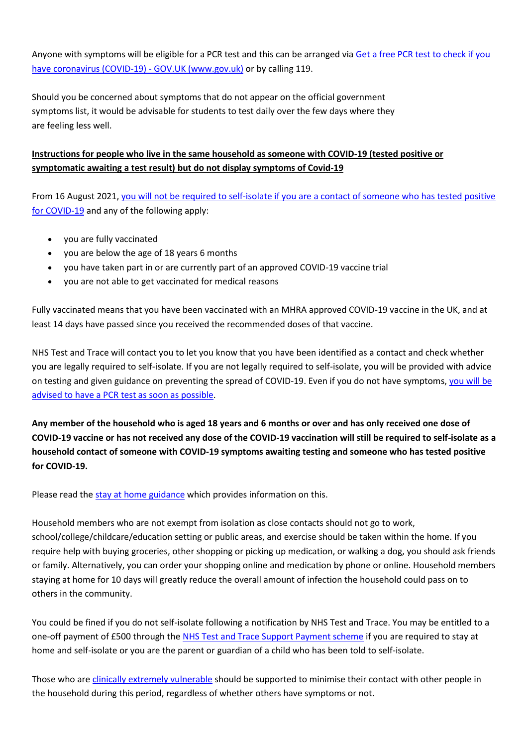Anyone with symptoms will be eligible for a PCR test and this can be arranged via [Get a free PCR test to check if you have coronavirus (COVID-19) - GOV.UK (www.gov.uk)]() or by calling 119.

Should you be concerned about symptoms that do not appear on the official government symptoms list, it would be advisable for students to test daily over the few days where they are feeling less well.

**Instructions for people who live in the same household as someone with COVID-19 (tested positive or symptomatic awaiting a test result) but do not display symptoms of Covid-19**

From 16 August 2021, [you will not be required to self-isolate if you are a contact of someone who has tested positive for COVID-19]() and any of the following apply:

- you are fully vaccinated
- you are below the age of 18 years 6 months
- you have taken part in or are currently part of an approved COVID-19 vaccine trial
- you are not able to get vaccinated for medical reasons

Fully vaccinated means that you have been vaccinated with an MHRA approved COVID-19 vaccine in the UK, and at least 14 days have passed since you received the recommended doses of that vaccine.

NHS Test and Trace will contact you to let you know that you have been identified as a contact and check whether you are legally required to self-isolate. If you are not legally required to self-isolate, you will be provided with advice on testing and given guidance on preventing the spread of COVID-19. Even if you do not have symptoms, [you will be advised to have a PCR test as soon as possible]().

**Any member of the household who is aged 18 years and 6 months or over and has only received one dose of COVID-19 vaccine or has not received any dose of the COVID-19 vaccination will still be required to self-isolate as a household contact of someone with COVID-19 symptoms awaiting testing and someone who has tested positive for COVID-19.**

Please read the [stay at home guidance]() which provides information on this.

Household members who are not exempt from isolation as close contacts should not go to work, school/college/childcare/education setting or public areas, and exercise should be taken within the home. If you require help with buying groceries, other shopping or picking up medication, or walking a dog, you should ask friends or family. Alternatively, you can order your shopping online and medication by phone or online. Household members staying at home for 10 days will greatly reduce the overall amount of infection the household could pass on to others in the community.

You could be fined if you do not self-isolate following a notification by NHS Test and Trace. You may be entitled to a one-off payment of £500 through the [NHS Test and Trace Support Payment scheme]() if you are required to stay at home and self-isolate or you are the parent or guardian of a child who has been told to self-isolate.

Those who are [clinically extremely vulnerable]() should be supported to minimise their contact with other people in the household during this period, regardless of whether others have symptoms or not.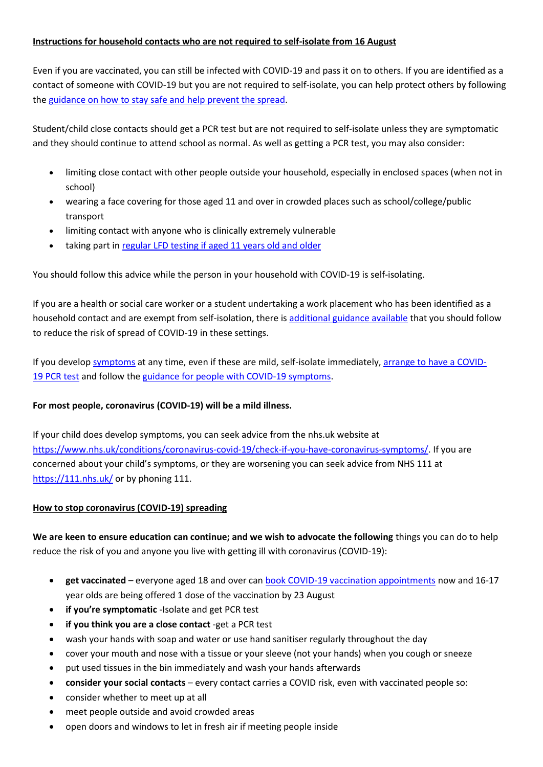**Instructions for household contacts who are not required to self-isolate from 16 August**

Even if you are vaccinated, you can still be infected with COVID-19 and pass it on to others. If you are identified as a contact of someone with COVID-19 but you are not required to self-isolate, you can help protect others by following the guidance on how to stay safe and help prevent the spread.

Student/child close contacts should get a PCR test but are not required to self-isolate unless they are symptomatic and they should continue to attend school as normal. As well as getting a PCR test, you may also consider:

- limiting close contact with other people outside your household, especially in enclosed spaces (when not in school)
- wearing a face covering for those aged 11 and over in crowded places such as school/college/public transport
- limiting contact with anyone who is clinically extremely vulnerable
- taking part in regular LFD testing if aged 11 years old and older

You should follow this advice while the person in your household with COVID-19 is self-isolating.

If you are a health or social care worker or a student undertaking a work placement who has been identified as a household contact and are exempt from self-isolation, there is additional guidance available that you should follow to reduce the risk of spread of COVID-19 in these settings.

If you develop symptoms at any time, even if these are mild, self-isolate immediately, arrange to have a COVID-19 PCR test and follow the guidance for people with COVID-19 symptoms.

**For most people, coronavirus (COVID-19) will be a mild illness.**

If your child does develop symptoms, you can seek advice from the nhs.uk website at https://www.nhs.uk/conditions/coronavirus-covid-19/check-if-you-have-coronavirus-symptoms/. If you are concerned about your child's symptoms, or they are worsening you can seek advice from NHS 111 at https://111.nhs.uk/ or by phoning 111.

**How to stop coronavirus (COVID-19) spreading**

**We are keen to ensure education can continue; and we wish to advocate the following** things you can do to help reduce the risk of you and anyone you live with getting ill with coronavirus (COVID-19):

- **get vaccinated** – everyone aged 18 and over can book COVID-19 vaccination appointments now and 16-17 year olds are being offered 1 dose of the vaccination by 23 August
- **if you're symptomatic** -Isolate and get PCR test
- **if you think you are a close contact** -get a PCR test
- wash your hands with soap and water or use hand sanitiser regularly throughout the day
- cover your mouth and nose with a tissue or your sleeve (not your hands) when you cough or sneeze
- put used tissues in the bin immediately and wash your hands afterwards
- **consider your social contacts** – every contact carries a COVID risk, even with vaccinated people so:
- consider whether to meet up at all
- meet people outside and avoid crowded areas
- open doors and windows to let in fresh air if meeting people inside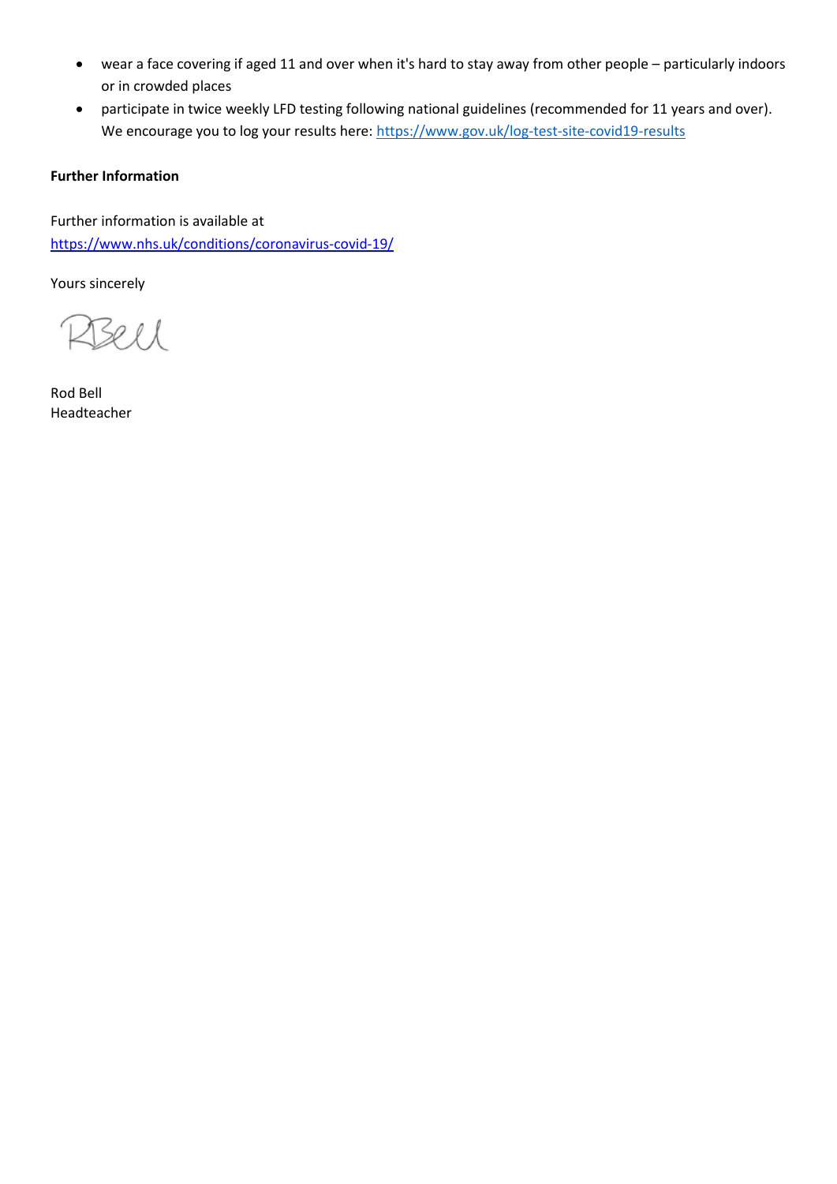- wear a face covering if aged 11 and over when it's hard to stay away from other people – particularly indoors or in crowded places
- participate in twice weekly LFD testing following national guidelines (recommended for 11 years and over). We encourage you to log your results here: https://www.gov.uk/log-test-site-covid19-results

**Further Information**

Further information is available at
https://www.nhs.uk/conditions/coronavirus-covid-19/

Yours sincerely

RBell

Rod Bell
Headteacher